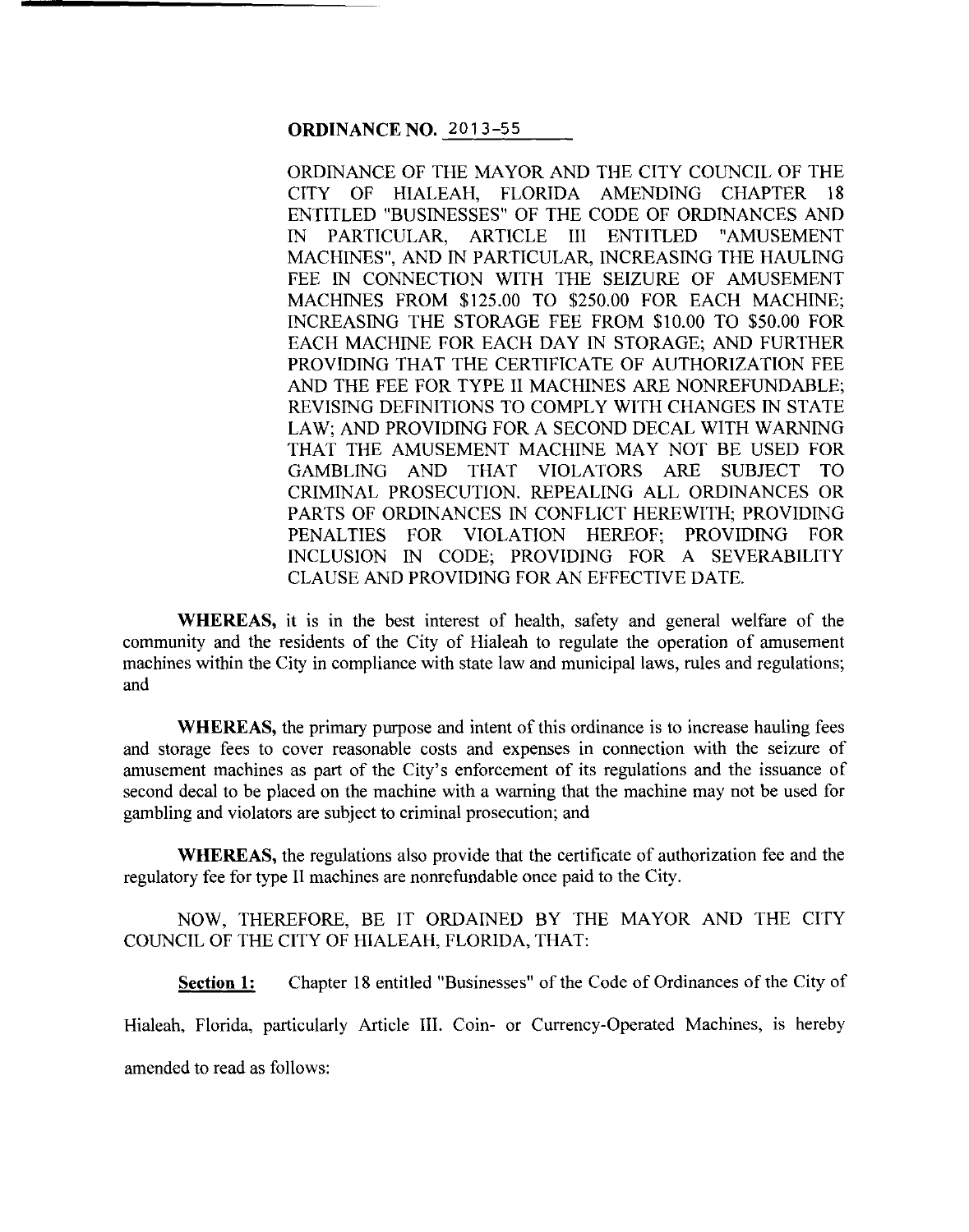**ORDINANCE NO. 2013-55**

ORDINANCE OF THE MAYOR AND THE CITY COUNCIL OF THE CITY OF HIALEAH, FLORIDA AMENDING CHAPTER 18 ENTITLED "BUSINESSES" OF THE CODE OF ORDINANCES AND IN PARTICULAR, ARTICLE III ENTITLED "AMUSEMENT MACHINES", AND IN PARTICULAR, INCREASING THE HAULING FEE IN CONNECTION WITH THE SEIZURE OF AMUSEMENT MACHINES FROM $125.00 TO $250.00 FOR EACH MACHINE; INCREASING THE STORAGE FEE FROM $10.00 TO $50.00 FOR EACH MACHINE FOR EACH DAY IN STORAGE; AND FURTHER PROVIDING THAT THE CERTIFICATE OF AUTHORIZATION FEE AND THE FEE FOR TYPE II MACHINES ARE NONREFUNDABLE; REVISING DEFINITIONS TO COMPLY WITH CHANGES IN STATE LAW; AND PROVIDING FOR A SECOND DECAL WITH WARNING THAT THE AMUSEMENT MACHINE MAY NOT BE USED FOR GAMBLING AND THAT VIOLATORS ARE SUBJECT TO CRIMINAL PROSECUTION. REPEALING ALL ORDINANCES OR PARTS OF ORDINANCES IN CONFLICT HEREWITH; PROVIDING PENALTIES FOR VIOLATION HEREOF; PROVIDING FOR INCLUSION IN CODE; PROVIDING FOR A SEVERABILITY CLAUSE AND PROVIDING FOR AN EFFECTIVE DATE.

**WHEREAS,** it is in the best interest of health, safety and general welfare of the community and the residents of the City of Hialeah to regulate the operation of amusement machines within the City in compliance with state law and municipal laws, rules and regulations; and

**WHEREAS,** the primary purpose and intent of this ordinance is to increase hauling fees and storage fees to cover reasonable costs and expenses in connection with the seizure of amusement machines as part of the City's enforcement of its regulations and the issuance of second decal to be placed on the machine with a warning that the machine may not be used for gambling and violators are subject to criminal prosecution; and

**WHEREAS,** the regulations also provide that the certificate of authorization fee and the regulatory fee for type II machines are nonrefundable once paid to the City.

NOW, THEREFORE, BE IT ORDAINED BY THE MAYOR AND THE CITY COUNCIL OF THE CITY OF HIALEAH, FLORIDA, THAT:

**Section 1:** Chapter 18 entitled "Businesses" of the Code of Ordinances of the City of Hialeah, Florida, particularly Article III. Coin- or Currency-Operated Machines, is hereby amended to read as follows: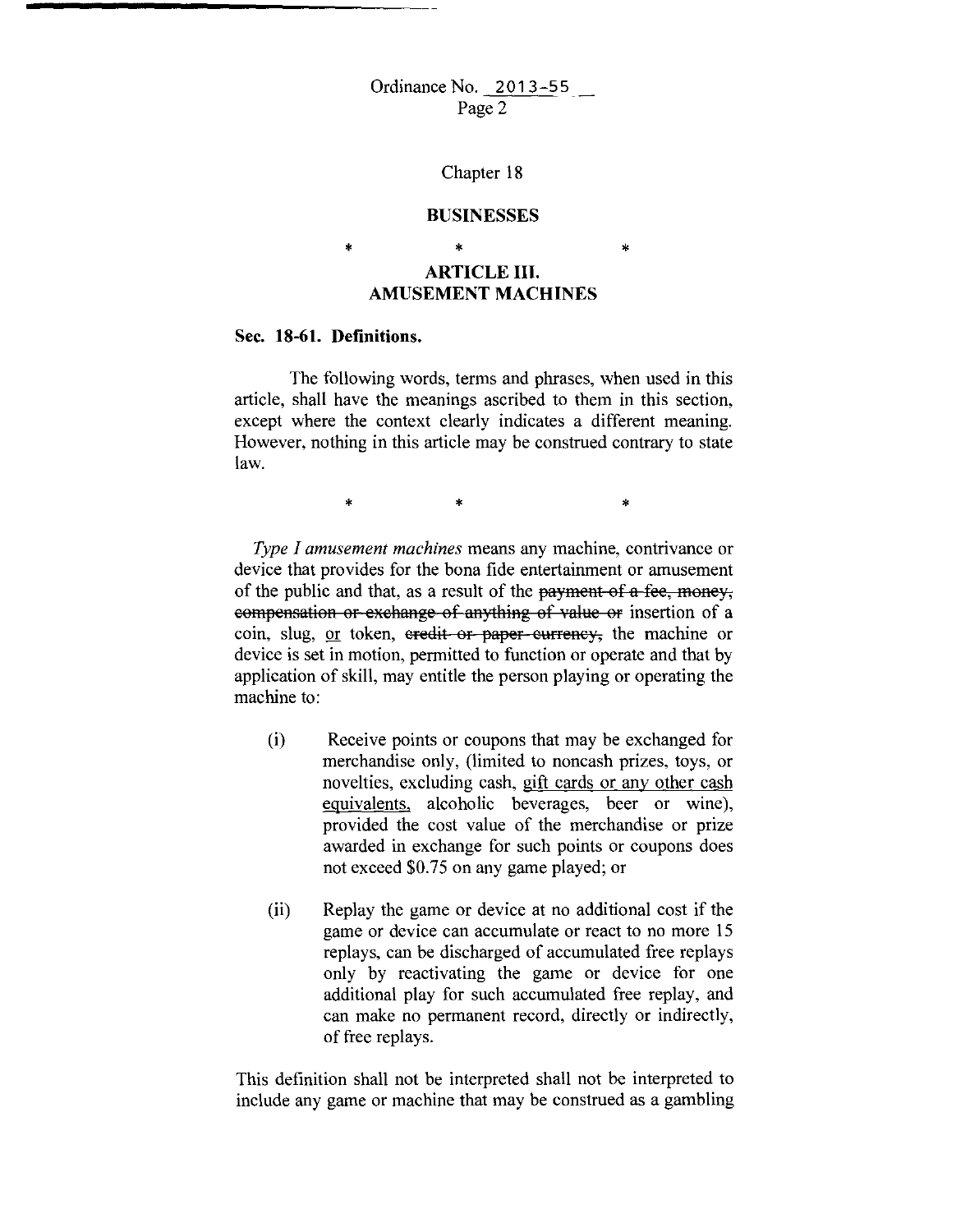Ordinance No. 2013-55
Page 2

Chapter 18

## BUSINESSES

\* \* \*

## ARTICLE III. AMUSEMENT MACHINES

**Sec. 18-61. Definitions.**

The following words, terms and phrases, when used in this article, shall have the meanings ascribed to them in this section, except where the context clearly indicates a different meaning. However, nothing in this article may be construed contrary to state law.

\* \* \*

*Type I amusement machines* means any machine, contrivance or device that provides for the bona fide entertainment or amusement of the public and that, as a result of the ~~payment of a fee, money, compensation or exchange of anything of value or~~ insertion of a coin, slug, <u>or</u> token, ~~credit or paper currency,~~ the machine or device is set in motion, permitted to function or operate and that by application of skill, may entitle the person playing or operating the machine to:

(i) Receive points or coupons that may be exchanged for merchandise only, (limited to noncash prizes, toys, or novelties, excluding cash, <u>gift cards or any other cash equivalents,</u> alcoholic beverages, beer or wine), provided the cost value of the merchandise or prize awarded in exchange for such points or coupons does not exceed $0.75 on any game played; or

(ii) Replay the game or device at no additional cost if the game or device can accumulate or react to no more 15 replays, can be discharged of accumulated free replays only by reactivating the game or device for one additional play for such accumulated free replay, and can make no permanent record, directly or indirectly, of free replays.

This definition shall not be interpreted shall not be interpreted to include any game or machine that may be construed as a gambling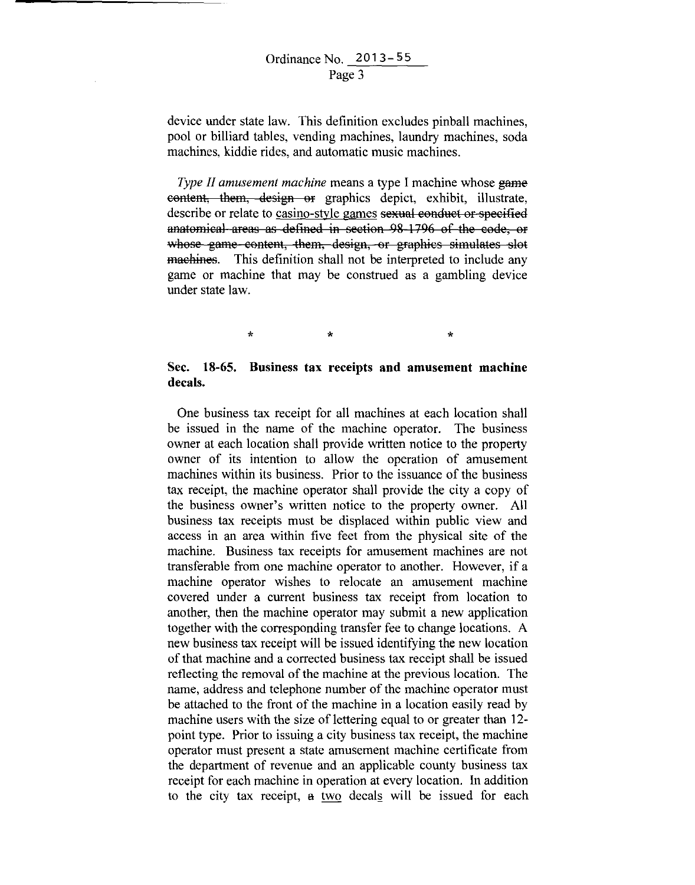device under state law. This definition excludes pinball machines, pool or billiard tables, vending machines, laundry machines, soda machines, kiddie rides, and automatic music machines.

*Type II amusement machine* means a type I machine whose ~~game content, them, design or~~ graphics depict, exhibit, illustrate, describe or relate to <u>casino-style games</u> ~~sexual conduct or specified anatomical areas as defined in section 98-1796 of the code, or whose game content, them, design, or graphics simulates slot machines~~. This definition shall not be interpreted to include any game or machine that may be construed as a gambling device under state law.

\* \* \*

**Sec. 18-65. Business tax receipts and amusement machine decals.**

One business tax receipt for all machines at each location shall be issued in the name of the machine operator. The business owner at each location shall provide written notice to the property owner of its intention to allow the operation of amusement machines within its business. Prior to the issuance of the business tax receipt, the machine operator shall provide the city a copy of the business owner's written notice to the property owner. All business tax receipts must be displaced within public view and access in an area within five feet from the physical site of the machine. Business tax receipts for amusement machines are not transferable from one machine operator to another. However, if a machine operator wishes to relocate an amusement machine covered under a current business tax receipt from location to another, then the machine operator may submit a new application together with the corresponding transfer fee to change locations. A new business tax receipt will be issued identifying the new location of that machine and a corrected business tax receipt shall be issued reflecting the removal of the machine at the previous location. The name, address and telephone number of the machine operator must be attached to the front of the machine in a location easily read by machine users with the size of lettering equal to or greater than 12-point type. Prior to issuing a city business tax receipt, the machine operator must present a state amusement machine certificate from the department of revenue and an applicable county business tax receipt for each machine in operation at every location. In addition to the city tax receipt, ~~a~~ <u>two</u> decal<u>s</u> will be issued for each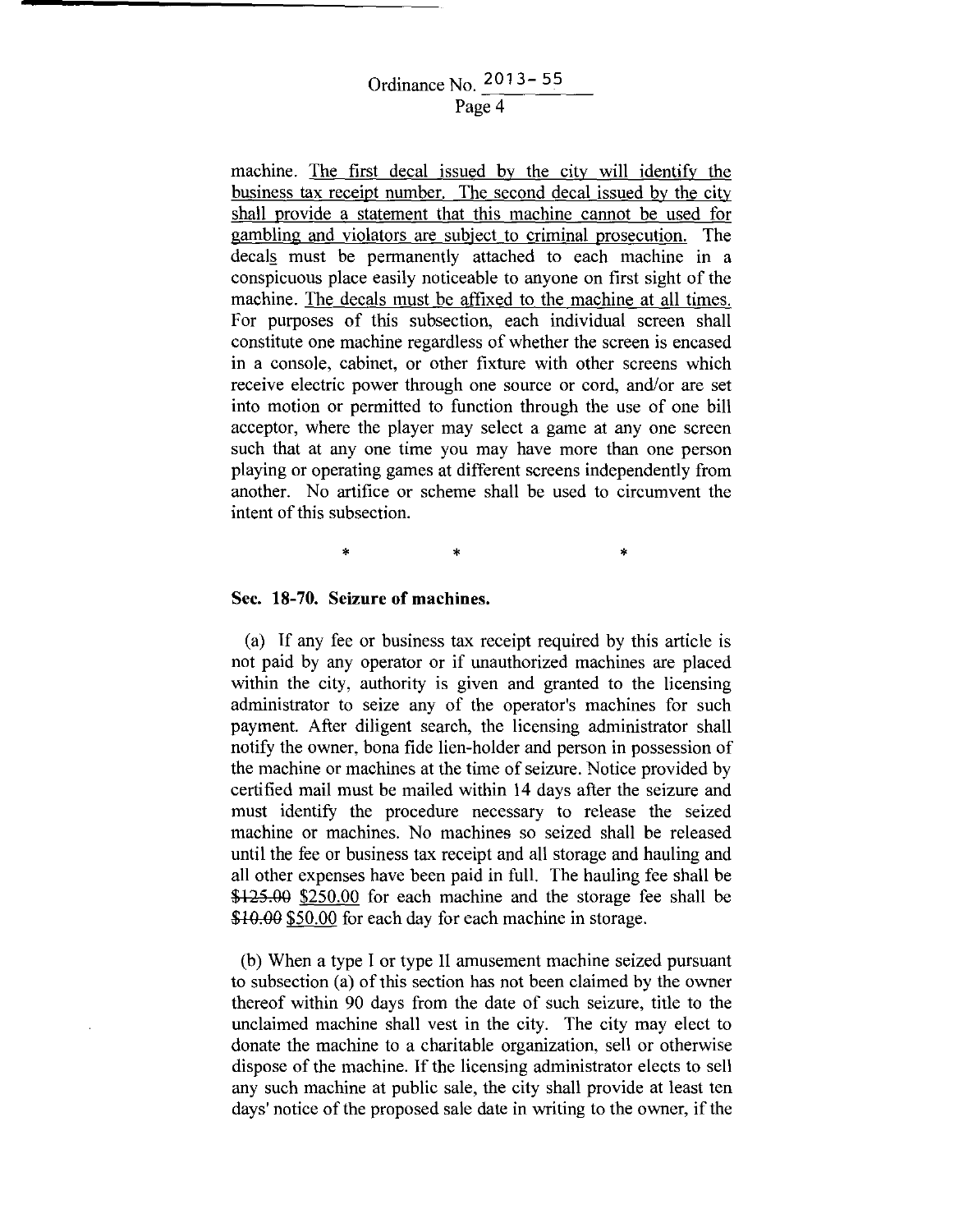machine. <u>The first decal issued by the city will identify the business tax receipt number. The second decal issued by the city shall provide a statement that this machine cannot be used for gambling and violators are subject to criminal prosecution.</u> The decal<u>s</u> must be permanently attached to each machine in a conspicuous place easily noticeable to anyone on first sight of the machine. <u>The decals must be affixed to the machine at all times.</u> For purposes of this subsection, each individual screen shall constitute one machine regardless of whether the screen is encased in a console, cabinet, or other fixture with other screens which receive electric power through one source or cord, and/or are set into motion or permitted to function through the use of one bill acceptor, where the player may select a game at any one screen such that at any one time you may have more than one person playing or operating games at different screens independently from another. No artifice or scheme shall be used to circumvent the intent of this subsection.

\* \* \*

**Sec. 18-70. Seizure of machines.**

(a) If any fee or business tax receipt required by this article is not paid by any operator or if unauthorized machines are placed within the city, authority is given and granted to the licensing administrator to seize any of the operator's machines for such payment. After diligent search, the licensing administrator shall notify the owner, bona fide lien-holder and person in possession of the machine or machines at the time of seizure. Notice provided by certified mail must be mailed within 14 days after the seizure and must identify the procedure necessary to release the seized machine or machines. No machines so seized shall be released until the fee or business tax receipt and all storage and hauling and all other expenses have been paid in full. The hauling fee shall be ~~$125.00~~ <u>$250.00</u> for each machine and the storage fee shall be ~~$10.00~~ <u>$50.00</u> for each day for each machine in storage.

(b) When a type I or type II amusement machine seized pursuant to subsection (a) of this section has not been claimed by the owner thereof within 90 days from the date of such seizure, title to the unclaimed machine shall vest in the city. The city may elect to donate the machine to a charitable organization, sell or otherwise dispose of the machine. If the licensing administrator elects to sell any such machine at public sale, the city shall provide at least ten days' notice of the proposed sale date in writing to the owner, if the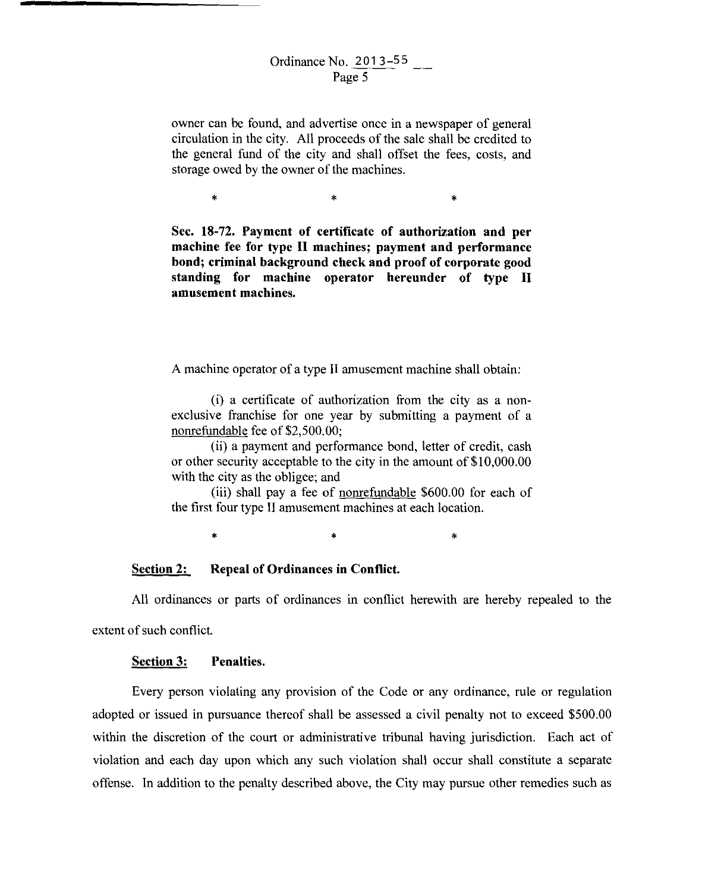owner can be found, and advertise once in a newspaper of general circulation in the city. All proceeds of the sale shall be credited to the general fund of the city and shall offset the fees, costs, and storage owed by the owner of the machines.

\*            \*            \*

**Sec. 18-72. Payment of certificate of authorization and per machine fee for type II machines; payment and performance bond; criminal background check and proof of corporate good standing for machine operator hereunder of type II amusement machines.**

A machine operator of a type II amusement machine shall obtain:

(i) a certificate of authorization from the city as a non-exclusive franchise for one year by submitting a payment of a <u>nonrefundable</u> fee of $2,500.00;

(ii) a payment and performance bond, letter of credit, cash or other security acceptable to the city in the amount of $10,000.00 with the city as the obligee; and

(iii) shall pay a fee of <u>nonrefundable</u> $600.00 for each of the first four type II amusement machines at each location.

\*            \*            \*

**<u>Section 2:</u> Repeal of Ordinances in Conflict.**

All ordinances or parts of ordinances in conflict herewith are hereby repealed to the extent of such conflict.

**<u>Section 3:</u> Penalties.**

Every person violating any provision of the Code or any ordinance, rule or regulation adopted or issued in pursuance thereof shall be assessed a civil penalty not to exceed $500.00 within the discretion of the court or administrative tribunal having jurisdiction. Each act of violation and each day upon which any such violation shall occur shall constitute a separate offense. In addition to the penalty described above, the City may pursue other remedies such as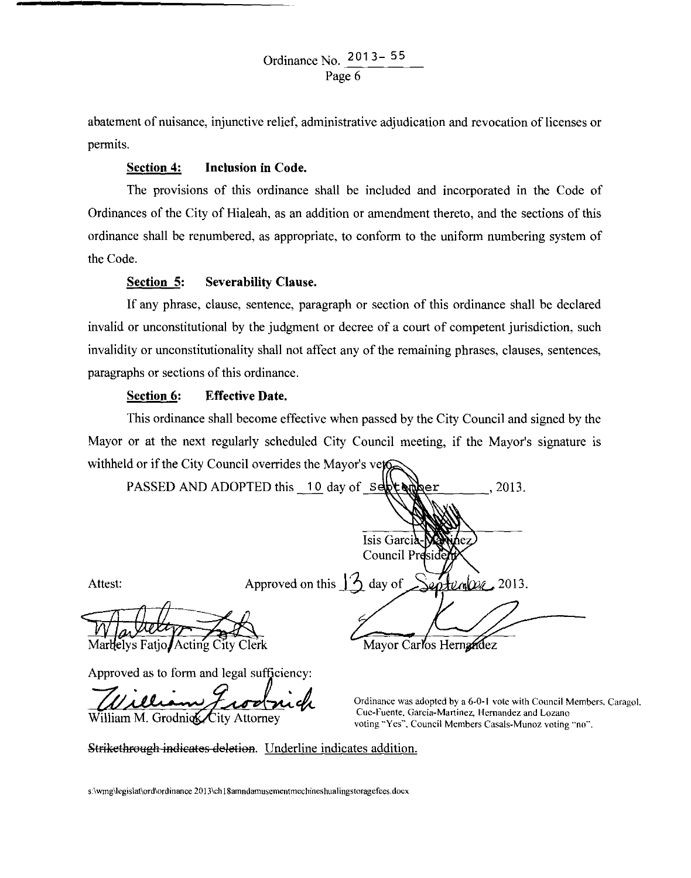abatement of nuisance, injunctive relief, administrative adjudication and revocation of licenses or permits.

**Section 4: Inclusion in Code.**

The provisions of this ordinance shall be included and incorporated in the Code of Ordinances of the City of Hialeah, as an addition or amendment thereto, and the sections of this ordinance shall be renumbered, as appropriate, to conform to the uniform numbering system of the Code.

**Section 5: Severability Clause.**

If any phrase, clause, sentence, paragraph or section of this ordinance shall be declared invalid or unconstitutional by the judgment or decree of a court of competent jurisdiction, such invalidity or unconstitutionality shall not affect any of the remaining phrases, clauses, sentences, paragraphs or sections of this ordinance.

**Section 6: Effective Date.**

This ordinance shall become effective when passed by the City Council and signed by the Mayor or at the next regularly scheduled City Council meeting, if the Mayor's signature is withheld or if the City Council overrides the Mayor's veto.

PASSED AND ADOPTED this 10 day of September, 2013.

Isis Garcia-Martinez
Council President

Attest:

Approved on this 13 day of September, 2013.

Marbelys Fatjo, Acting City Clerk

Mayor Carlos Hernandez

Approved as to form and legal sufficiency:

William M. Grodnick, City Attorney

Ordinance was adopted by a 6-0-1 vote with Council Members, Caragol, Cue-Fuente, Garcia-Martinez, Hernandez and Lozano voting "Yes", Council Members Casals-Munoz voting "no".

~~Strikethrough indicates deletion.~~ Underline indicates addition.

s:\wmg\legislat\ord\ordinance 2013\ch18amndamusementmechineshualingstoragefees.docx